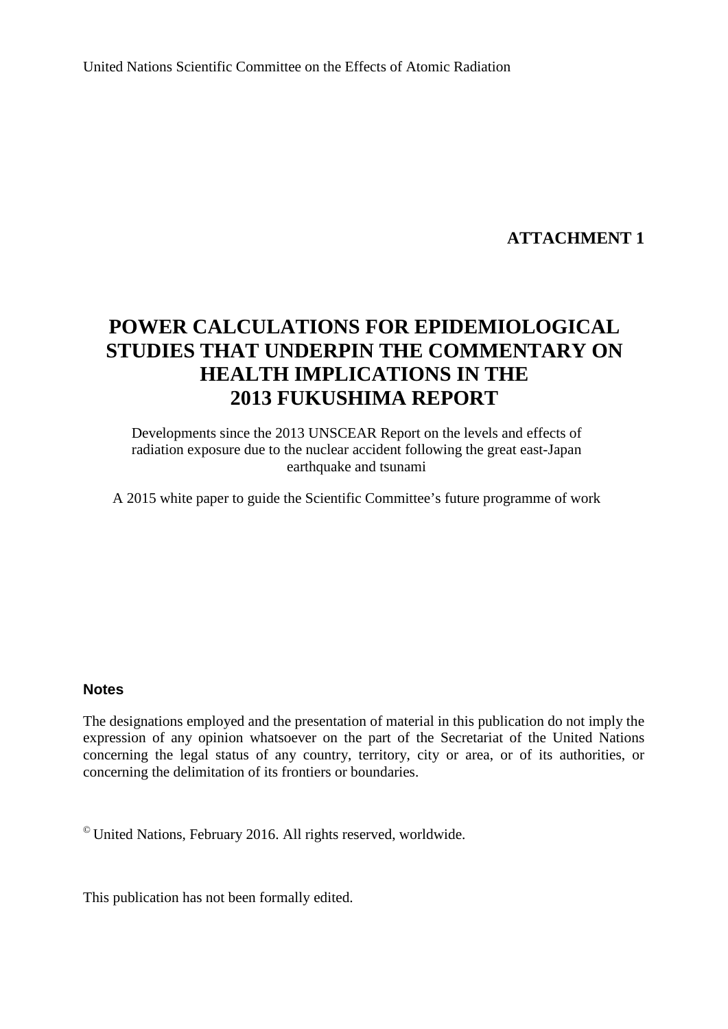United Nations Scientific Committee on the Effects of Atomic Radiation

**ATTACHMENT 1**

# POWER CALCULATIONS FOR EPIDEMIOLOGICAL STUDIES THAT UNDERPIN THE COMMENTARY ON HEALTH IMPLICATIONS IN THE 2013 FUKUSHIMA REPORT

Developments since the 2013 UNSCEAR Report on the levels and effects of radiation exposure due to the nuclear accident following the great east-Japan earthquake and tsunami

A 2015 white paper to guide the Scientific Committee's future programme of work

**Notes**

The designations employed and the presentation of material in this publication do not imply the expression of any opinion whatsoever on the part of the Secretariat of the United Nations concerning the legal status of any country, territory, city or area, or of its authorities, or concerning the delimitation of its frontiers or boundaries.

© United Nations, February 2016. All rights reserved, worldwide.

This publication has not been formally edited.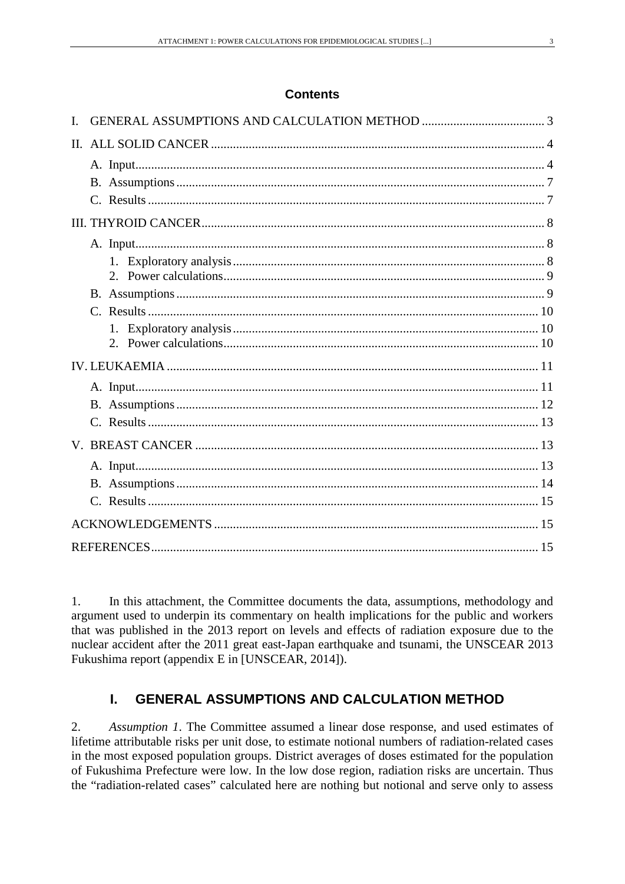**Contents**

I. GENERAL ASSUMPTIONS AND CALCULATION METHOD ....................................... 3

II. ALL SOLID CANCER ......................................................................................................... 4

- A. Input ................................................................................................................................. 4
- B. Assumptions .................................................................................................................... 7
- C. Results ............................................................................................................................. 7

III. THYROID CANCER ........................................................................................................... 8

- A. Input ................................................................................................................................. 8
  1. Exploratory analysis .................................................................................................. 8
  2. Power calculations ..................................................................................................... 9
- B. Assumptions .................................................................................................................... 9
- C. Results ........................................................................................................................... 10
  1. Exploratory analysis ................................................................................................ 10
  2. Power calculations ................................................................................................... 10

IV. LEUKAEMIA ..................................................................................................................... 11

- A. Input ............................................................................................................................... 11
- B. Assumptions .................................................................................................................. 12
- C. Results ........................................................................................................................... 13

V. BREAST CANCER ............................................................................................................ 13

- A. Input ............................................................................................................................... 13
- B. Assumptions .................................................................................................................. 14
- C. Results ........................................................................................................................... 15

ACKNOWLEDGEMENTS ...................................................................................................... 15

REFERENCES .......................................................................................................................... 15

1. In this attachment, the Committee documents the data, assumptions, methodology and argument used to underpin its commentary on health implications for the public and workers that was published in the 2013 report on levels and effects of radiation exposure due to the nuclear accident after the 2011 great east-Japan earthquake and tsunami, the UNSCEAR 2013 Fukushima report (appendix E in [UNSCEAR, 2014]).

# I. GENERAL ASSUMPTIONS AND CALCULATION METHOD

2. *Assumption 1*. The Committee assumed a linear dose response, and used estimates of lifetime attributable risks per unit dose, to estimate notional numbers of radiation-related cases in the most exposed population groups. District averages of doses estimated for the population of Fukushima Prefecture were low. In the low dose region, radiation risks are uncertain. Thus the "radiation-related cases" calculated here are nothing but notional and serve only to assess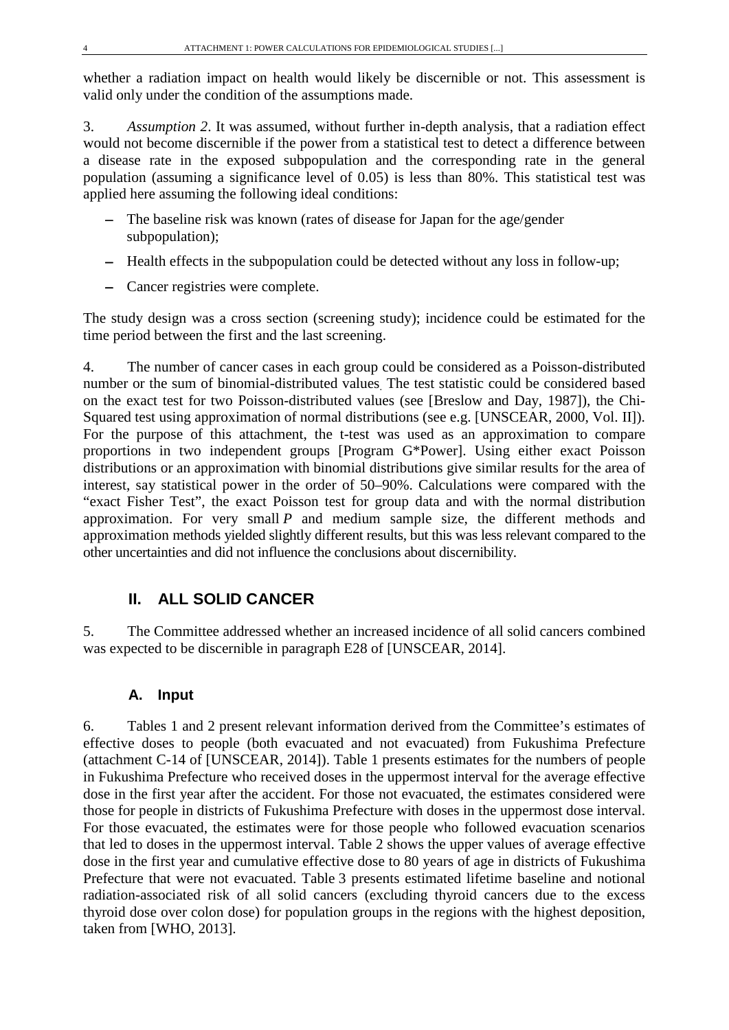whether a radiation impact on health would likely be discernible or not. This assessment is valid only under the condition of the assumptions made.

3. *Assumption 2*. It was assumed, without further in-depth analysis, that a radiation effect would not become discernible if the power from a statistical test to detect a difference between a disease rate in the exposed subpopulation and the corresponding rate in the general population (assuming a significance level of 0.05) is less than 80%. This statistical test was applied here assuming the following ideal conditions:

- The baseline risk was known (rates of disease for Japan for the age/gender subpopulation);
- Health effects in the subpopulation could be detected without any loss in follow-up;
- Cancer registries were complete.

The study design was a cross section (screening study); incidence could be estimated for the time period between the first and the last screening.

4. The number of cancer cases in each group could be considered as a Poisson-distributed number or the sum of binomial-distributed values. The test statistic could be considered based on the exact test for two Poisson-distributed values (see [Breslow and Day, 1987]), the Chi-Squared test using approximation of normal distributions (see e.g. [UNSCEAR, 2000, Vol. II]). For the purpose of this attachment, the t-test was used as an approximation to compare proportions in two independent groups [Program G*Power]. Using either exact Poisson distributions or an approximation with binomial distributions give similar results for the area of interest, say statistical power in the order of 50–90%. Calculations were compared with the "exact Fisher Test", the exact Poisson test for group data and with the normal distribution approximation. For very small $P$ and medium sample size, the different methods and approximation methods yielded slightly different results, but this was less relevant compared to the other uncertainties and did not influence the conclusions about discernibility.

## II. ALL SOLID CANCER

5. The Committee addressed whether an increased incidence of all solid cancers combined was expected to be discernible in paragraph E28 of [UNSCEAR, 2014].

### A. Input

6. Tables 1 and 2 present relevant information derived from the Committee's estimates of effective doses to people (both evacuated and not evacuated) from Fukushima Prefecture (attachment C-14 of [UNSCEAR, 2014]). Table 1 presents estimates for the numbers of people in Fukushima Prefecture who received doses in the uppermost interval for the average effective dose in the first year after the accident. For those not evacuated, the estimates considered were those for people in districts of Fukushima Prefecture with doses in the uppermost dose interval. For those evacuated, the estimates were for those people who followed evacuation scenarios that led to doses in the uppermost interval. Table 2 shows the upper values of average effective dose in the first year and cumulative effective dose to 80 years of age in districts of Fukushima Prefecture that were not evacuated. Table 3 presents estimated lifetime baseline and notional radiation-associated risk of all solid cancers (excluding thyroid cancers due to the excess thyroid dose over colon dose) for population groups in the regions with the highest deposition, taken from [WHO, 2013].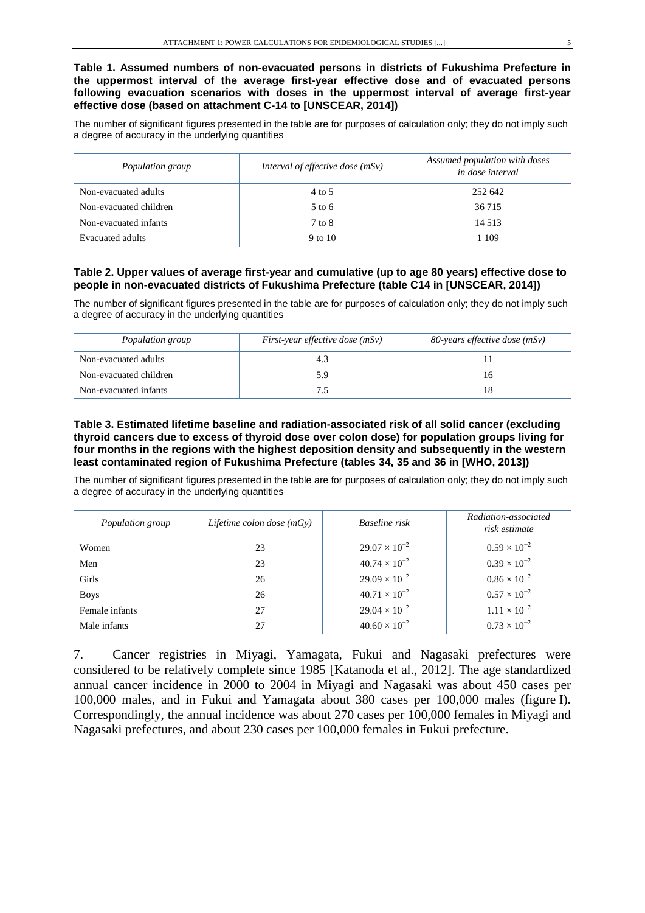**Table 1. Assumed numbers of non-evacuated persons in districts of Fukushima Prefecture in the uppermost interval of the average first-year effective dose and of evacuated persons following evacuation scenarios with doses in the uppermost interval of average first-year effective dose (based on attachment C-14 to [UNSCEAR, 2014])**

The number of significant figures presented in the table are for purposes of calculation only; they do not imply such a degree of accuracy in the underlying quantities

| *Population group* | *Interval of effective dose (mSv)* | *Assumed population with doses in dose interval* |
|---|---|---|
| Non-evacuated adults | 4 to 5 | 252 642 |
| Non-evacuated children | 5 to 6 | 36 715 |
| Non-evacuated infants | 7 to 8 | 14 513 |
| Evacuated adults | 9 to 10 | 1 109 |

**Table 2. Upper values of average first-year and cumulative (up to age 80 years) effective dose to people in non-evacuated districts of Fukushima Prefecture (table C14 in [UNSCEAR, 2014])**

The number of significant figures presented in the table are for purposes of calculation only; they do not imply such a degree of accuracy in the underlying quantities

| *Population group* | *First-year effective dose (mSv)* | *80-years effective dose (mSv)* |
|---|---|---|
| Non-evacuated adults | 4.3 | 11 |
| Non-evacuated children | 5.9 | 16 |
| Non-evacuated infants | 7.5 | 18 |

**Table 3. Estimated lifetime baseline and radiation-associated risk of all solid cancer (excluding thyroid cancers due to excess of thyroid dose over colon dose) for population groups living for four months in the regions with the highest deposition density and subsequently in the western least contaminated region of Fukushima Prefecture (tables 34, 35 and 36 in [WHO, 2013])**

The number of significant figures presented in the table are for purposes of calculation only; they do not imply such a degree of accuracy in the underlying quantities

| *Population group* | *Lifetime colon dose (mGy)* | *Baseline risk* | *Radiation-associated risk estimate* |
|---|---|---|---|
| Women | 23 | $29.07 \times 10^{-2}$ | $0.59 \times 10^{-2}$ |
| Men | 23 | $40.74 \times 10^{-2}$ | $0.39 \times 10^{-2}$ |
| Girls | 26 | $29.09 \times 10^{-2}$ | $0.86 \times 10^{-2}$ |
| Boys | 26 | $40.71 \times 10^{-2}$ | $0.57 \times 10^{-2}$ |
| Female infants | 27 | $29.04 \times 10^{-2}$ | $1.11 \times 10^{-2}$ |
| Male infants | 27 | $40.60 \times 10^{-2}$ | $0.73 \times 10^{-2}$ |

7. Cancer registries in Miyagi, Yamagata, Fukui and Nagasaki prefectures were considered to be relatively complete since 1985 [Katanoda et al., 2012]. The age standardized annual cancer incidence in 2000 to 2004 in Miyagi and Nagasaki was about 450 cases per 100,000 males, and in Fukui and Yamagata about 380 cases per 100,000 males (figure I). Correspondingly, the annual incidence was about 270 cases per 100,000 females in Miyagi and Nagasaki prefectures, and about 230 cases per 100,000 females in Fukui prefecture.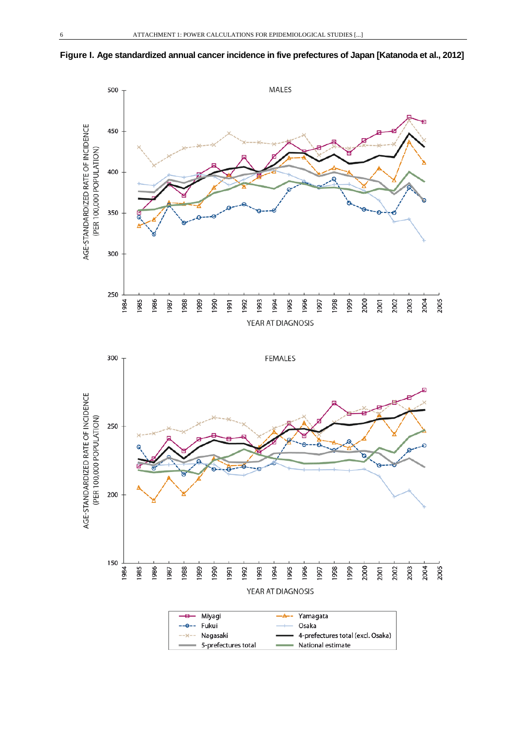**Figure I. Age standardized annual cancer incidence in five prefectures of Japan [Katanoda et al., 2012]**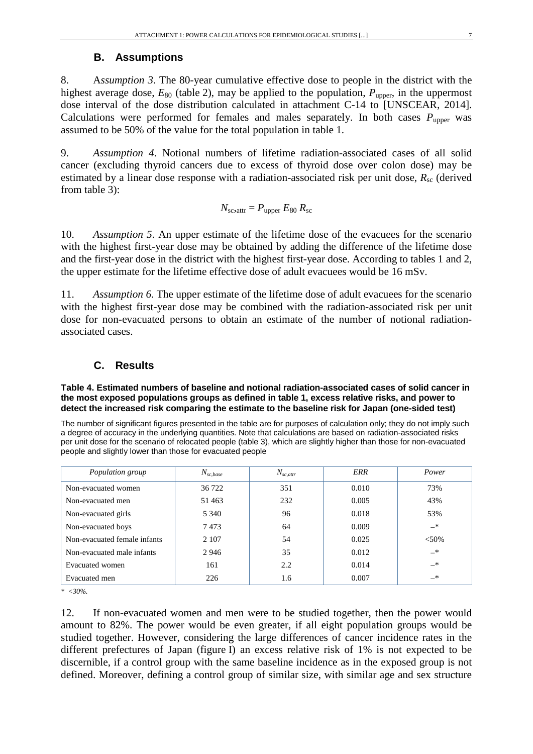## B. Assumptions

8. *Assumption 3*. The 80-year cumulative effective dose to people in the district with the highest average dose, $E_{80}$ (table 2), may be applied to the population, $P_{upper}$, in the uppermost dose interval of the dose distribution calculated in attachment C-14 to [UNSCEAR, 2014]. Calculations were performed for females and males separately. In both cases $P_{upper}$ was assumed to be 50% of the value for the total population in table 1.

9. *Assumption 4*. Notional numbers of lifetime radiation-associated cases of all solid cancer (excluding thyroid cancers due to excess of thyroid dose over colon dose) may be estimated by a linear dose response with a radiation-associated risk per unit dose, $R_{sc}$ (derived from table 3):

$$N_{sc,attr} = P_{upper}\, E_{80}\, R_{sc}$$

10. *Assumption 5*. An upper estimate of the lifetime dose of the evacuees for the scenario with the highest first-year dose may be obtained by adding the difference of the lifetime dose and the first-year dose in the district with the highest first-year dose. According to tables 1 and 2, the upper estimate for the lifetime effective dose of adult evacuees would be 16 mSv.

11. *Assumption 6*. The upper estimate of the lifetime dose of adult evacuees for the scenario with the highest first-year dose may be combined with the radiation-associated risk per unit dose for non-evacuated persons to obtain an estimate of the number of notional radiation-associated cases.

## C. Results

**Table 4. Estimated numbers of baseline and notional radiation-associated cases of solid cancer in the most exposed populations groups as defined in table 1, excess relative risks, and power to detect the increased risk comparing the estimate to the baseline risk for Japan (one-sided test)**

The number of significant figures presented in the table are for purposes of calculation only; they do not imply such a degree of accuracy in the underlying quantities. Note that calculations are based on radiation-associated risks per unit dose for the scenario of relocated people (table 3), which are slightly higher than those for non-evacuated people and slightly lower than those for evacuated people

| *Population group* | $N_{sc,base}$ | $N_{sc,attr}$ | *ERR* | *Power* |
|---|---|---|---|---|
| Non-evacuated women | 36 722 | 351 | 0.010 | 73% |
| Non-evacuated men | 51 463 | 232 | 0.005 | 43% |
| Non-evacuated girls | 5 340 | 96 | 0.018 | 53% |
| Non-evacuated boys | 7 473 | 64 | 0.009 | –* |
| Non-evacuated female infants | 2 107 | 54 | 0.025 | <50% |
| Non-evacuated male infants | 2 946 | 35 | 0.012 | –* |
| Evacuated women | 161 | 2.2 | 0.014 | –* |
| Evacuated men | 226 | 1.6 | 0.007 | –* |

*\* <30%.*

12. If non-evacuated women and men were to be studied together, then the power would amount to 82%. The power would be even greater, if all eight population groups would be studied together. However, considering the large differences of cancer incidence rates in the different prefectures of Japan (figure I) an excess relative risk of 1% is not expected to be discernible, if a control group with the same baseline incidence as in the exposed group is not defined. Moreover, defining a control group of similar size, with similar age and sex structure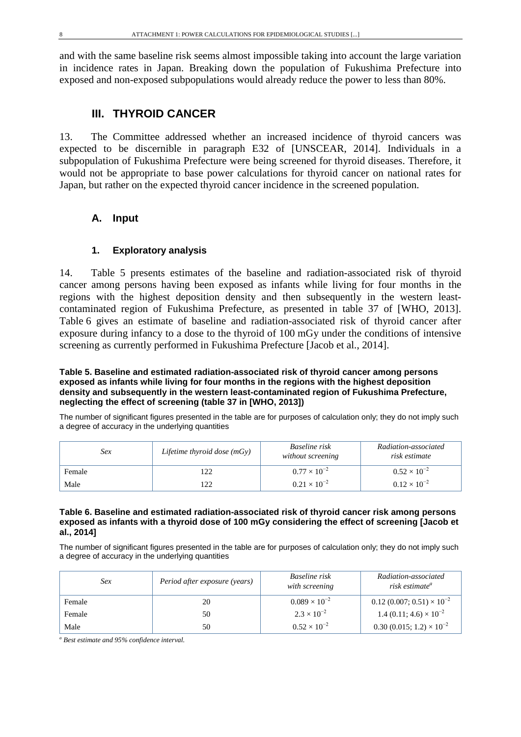and with the same baseline risk seems almost impossible taking into account the large variation in incidence rates in Japan. Breaking down the population of Fukushima Prefecture into exposed and non-exposed subpopulations would already reduce the power to less than 80%.

## III. THYROID CANCER

13. The Committee addressed whether an increased incidence of thyroid cancers was expected to be discernible in paragraph E32 of [UNSCEAR, 2014]. Individuals in a subpopulation of Fukushima Prefecture were being screened for thyroid diseases. Therefore, it would not be appropriate to base power calculations for thyroid cancer on national rates for Japan, but rather on the expected thyroid cancer incidence in the screened population.

### A. Input

#### 1. Exploratory analysis

14. Table 5 presents estimates of the baseline and radiation-associated risk of thyroid cancer among persons having been exposed as infants while living for four months in the regions with the highest deposition density and then subsequently in the western least-contaminated region of Fukushima Prefecture, as presented in table 37 of [WHO, 2013]. Table 6 gives an estimate of baseline and radiation-associated risk of thyroid cancer after exposure during infancy to a dose to the thyroid of 100 mGy under the conditions of intensive screening as currently performed in Fukushima Prefecture [Jacob et al., 2014].

**Table 5. Baseline and estimated radiation-associated risk of thyroid cancer among persons exposed as infants while living for four months in the regions with the highest deposition density and subsequently in the western least-contaminated region of Fukushima Prefecture, neglecting the effect of screening (table 37 in [WHO, 2013])**

The number of significant figures presented in the table are for purposes of calculation only; they do not imply such a degree of accuracy in the underlying quantities

| *Sex* | *Lifetime thyroid dose (mGy)* | *Baseline risk without screening* | *Radiation-associated risk estimate* |
|---|---|---|---|
| Female | 122 | $0.77 \times 10^{-2}$ | $0.52 \times 10^{-2}$ |
| Male | 122 | $0.21 \times 10^{-2}$ | $0.12 \times 10^{-2}$ |

**Table 6. Baseline and estimated radiation-associated risk of thyroid cancer risk among persons exposed as infants with a thyroid dose of 100 mGy considering the effect of screening [Jacob et al., 2014]**

The number of significant figures presented in the table are for purposes of calculation only; they do not imply such a degree of accuracy in the underlying quantities

| *Sex* | *Period after exposure (years)* | *Baseline risk with screening* | *Radiation-associated risk estimate*[a] |
|---|---|---|---|
| Female | 20 | $0.089 \times 10^{-2}$ | $0.12\ (0.007;\ 0.51) \times 10^{-2}$ |
| Female | 50 | $2.3 \times 10^{-2}$ | $1.4\ (0.11;\ 4.6) \times 10^{-2}$ |
| Male | 50 | $0.52 \times 10^{-2}$ | $0.30\ (0.015;\ 1.2) \times 10^{-2}$ |

[a] *Best estimate and 95% confidence interval.*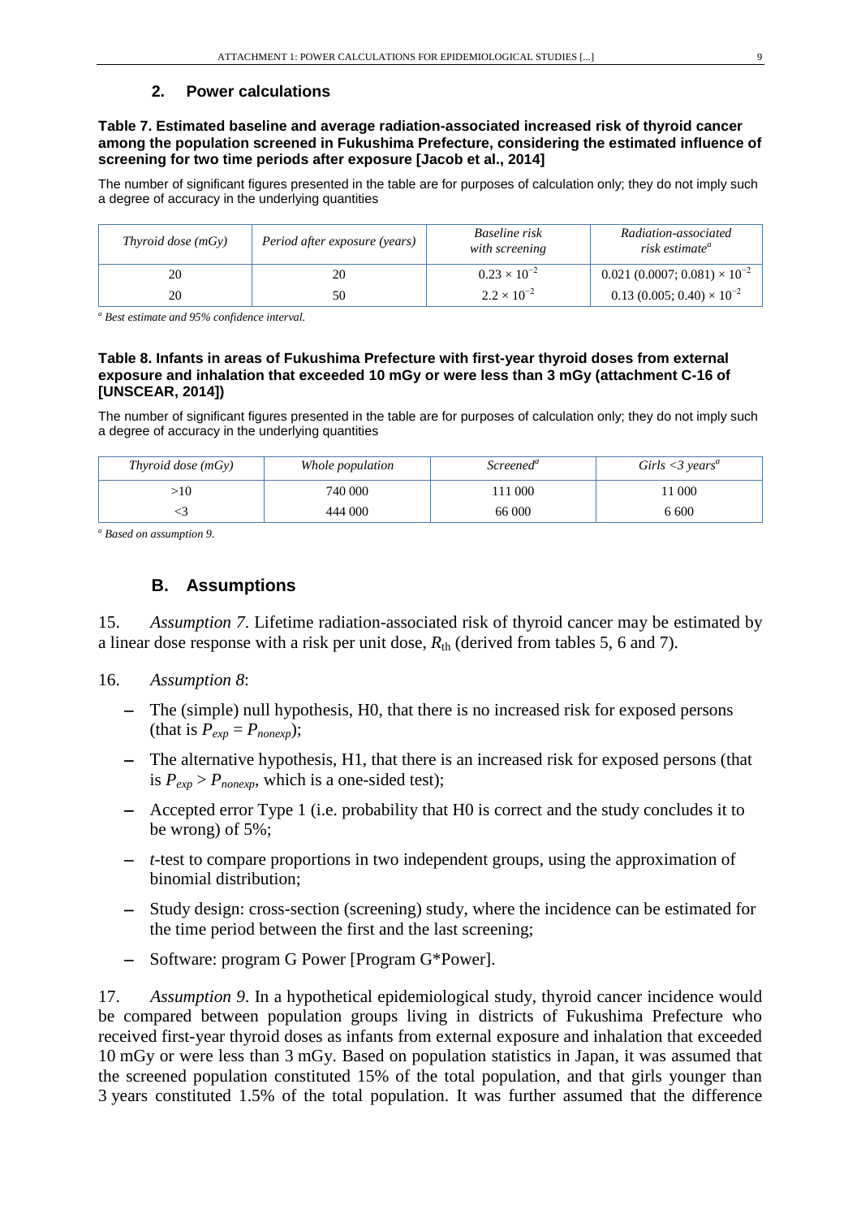## 2. Power calculations

**Table 7. Estimated baseline and average radiation-associated increased risk of thyroid cancer among the population screened in Fukushima Prefecture, considering the estimated influence of screening for two time periods after exposure [Jacob et al., 2014]**

The number of significant figures presented in the table are for purposes of calculation only; they do not imply such a degree of accuracy in the underlying quantities

| *Thyroid dose (mGy)* | *Period after exposure (years)* | *Baseline risk with screening* | *Radiation-associated risk estimate*[a] |
|---|---|---|---|
| 20 | 20 | $0.23 \times 10^{-2}$ | $0.021\ (0.0007;\ 0.081) \times 10^{-2}$ |
| 20 | 50 | $2.2 \times 10^{-2}$ | $0.13\ (0.005;\ 0.40) \times 10^{-2}$ |

[a] *Best estimate and 95% confidence interval.*

**Table 8. Infants in areas of Fukushima Prefecture with first-year thyroid doses from external exposure and inhalation that exceeded 10 mGy or were less than 3 mGy (attachment C-16 of [UNSCEAR, 2014])**

The number of significant figures presented in the table are for purposes of calculation only; they do not imply such a degree of accuracy in the underlying quantities

| *Thyroid dose (mGy)* | *Whole population* | *Screened*[a] | *Girls <3 years*[a] |
|---|---|---|---|
| >10 | 740 000 | 111 000 | 11 000 |
| <3 | 444 000 | 66 000 | 6 600 |

[a] *Based on assumption 9.*

## B. Assumptions

15. *Assumption 7*. Lifetime radiation-associated risk of thyroid cancer may be estimated by a linear dose response with a risk per unit dose, $R_{\mathrm{th}}$ (derived from tables 5, 6 and 7).

16. *Assumption 8*:

- The (simple) null hypothesis, H0, that there is no increased risk for exposed persons (that is $P_{exp} = P_{nonexp}$);
- The alternative hypothesis, H1, that there is an increased risk for exposed persons (that is $P_{exp} > P_{nonexp}$, which is a one-sided test);
- Accepted error Type 1 (i.e. probability that H0 is correct and the study concludes it to be wrong) of 5%;
- *t*-test to compare proportions in two independent groups, using the approximation of binomial distribution;
- Study design: cross-section (screening) study, where the incidence can be estimated for the time period between the first and the last screening;
- Software: program G Power [Program G*Power].

17. *Assumption 9*. In a hypothetical epidemiological study, thyroid cancer incidence would be compared between population groups living in districts of Fukushima Prefecture who received first-year thyroid doses as infants from external exposure and inhalation that exceeded 10 mGy or were less than 3 mGy. Based on population statistics in Japan, it was assumed that the screened population constituted 15% of the total population, and that girls younger than 3 years constituted 1.5% of the total population. It was further assumed that the difference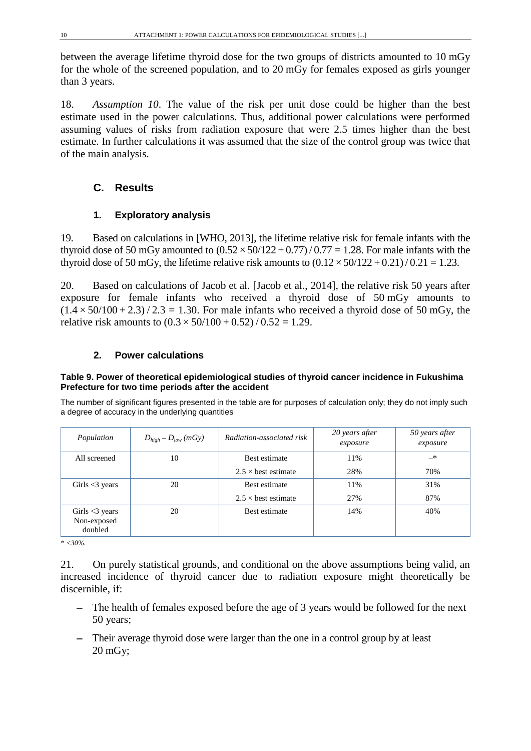between the average lifetime thyroid dose for the two groups of districts amounted to 10 mGy for the whole of the screened population, and to 20 mGy for females exposed as girls younger than 3 years.

18. *Assumption 10*. The value of the risk per unit dose could be higher than the best estimate used in the power calculations. Thus, additional power calculations were performed assuming values of risks from radiation exposure that were 2.5 times higher than the best estimate. In further calculations it was assumed that the size of the control group was twice that of the main analysis.

## C. Results

### 1. Exploratory analysis

19. Based on calculations in [WHO, 2013], the lifetime relative risk for female infants with the thyroid dose of 50 mGy amounted to $(0.52 \times 50/122 + 0.77) / 0.77 = 1.28$. For male infants with the thyroid dose of 50 mGy, the lifetime relative risk amounts to $(0.12 \times 50/122 + 0.21) / 0.21 = 1.23$.

20. Based on calculations of Jacob et al. [Jacob et al., 2014], the relative risk 50 years after exposure for female infants who received a thyroid dose of 50 mGy amounts to $(1.4 \times 50/100 + 2.3) / 2.3 = 1.30$. For male infants who received a thyroid dose of 50 mGy, the relative risk amounts to $(0.3 \times 50/100 + 0.52) / 0.52 = 1.29$.

### 2. Power calculations

**Table 9. Power of theoretical epidemiological studies of thyroid cancer incidence in Fukushima Prefecture for two time periods after the accident**

The number of significant figures presented in the table are for purposes of calculation only; they do not imply such a degree of accuracy in the underlying quantities

| *Population* | $D_{high} - D_{low}$ *(mGy)* | *Radiation-associated risk* | *20 years after exposure* | *50 years after exposure* |
|---|---|---|---|---|
| All screened | 10 | Best estimate | 11% | –* |
| | | 2.5 × best estimate | 28% | 70% |
| Girls <3 years | 20 | Best estimate | 11% | 31% |
| | | 2.5 × best estimate | 27% | 87% |
| Girls <3 years Non-exposed doubled | 20 | Best estimate | 14% | 40% |

*\* <30%.*

21. On purely statistical grounds, and conditional on the above assumptions being valid, an increased incidence of thyroid cancer due to radiation exposure might theoretically be discernible, if:

- The health of females exposed before the age of 3 years would be followed for the next 50 years;
- Their average thyroid dose were larger than the one in a control group by at least 20 mGy;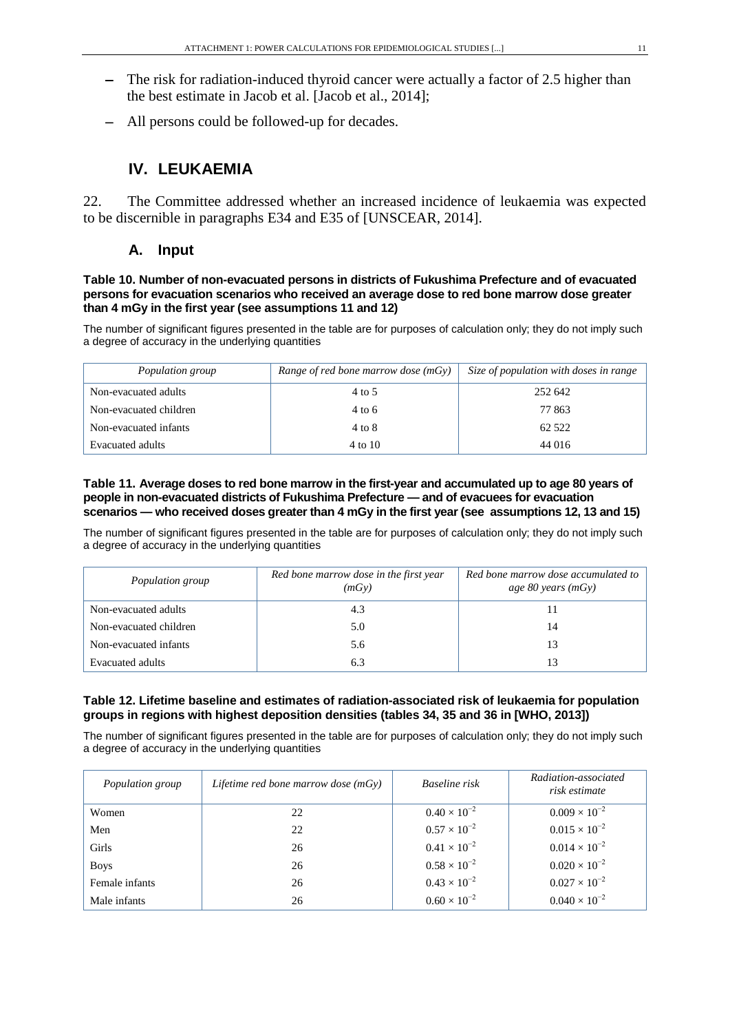- The risk for radiation-induced thyroid cancer were actually a factor of 2.5 higher than the best estimate in Jacob et al. [Jacob et al., 2014];
- All persons could be followed-up for decades.

# IV. LEUKAEMIA

22. The Committee addressed whether an increased incidence of leukaemia was expected to be discernible in paragraphs E34 and E35 of [UNSCEAR, 2014].

## A. Input

**Table 10. Number of non-evacuated persons in districts of Fukushima Prefecture and of evacuated persons for evacuation scenarios who received an average dose to red bone marrow dose greater than 4 mGy in the first year (see assumptions 11 and 12)**

The number of significant figures presented in the table are for purposes of calculation only; they do not imply such a degree of accuracy in the underlying quantities

| *Population group* | *Range of red bone marrow dose (mGy)* | *Size of population with doses in range* |
|---|---|---|
| Non-evacuated adults | 4 to 5 | 252 642 |
| Non-evacuated children | 4 to 6 | 77 863 |
| Non-evacuated infants | 4 to 8 | 62 522 |
| Evacuated adults | 4 to 10 | 44 016 |

**Table 11. Average doses to red bone marrow in the first-year and accumulated up to age 80 years of people in non-evacuated districts of Fukushima Prefecture — and of evacuees for evacuation scenarios — who received doses greater than 4 mGy in the first year (see assumptions 12, 13 and 15)**

The number of significant figures presented in the table are for purposes of calculation only; they do not imply such a degree of accuracy in the underlying quantities

| *Population group* | *Red bone marrow dose in the first year (mGy)* | *Red bone marrow dose accumulated to age 80 years (mGy)* |
|---|---|---|
| Non-evacuated adults | 4.3 | 11 |
| Non-evacuated children | 5.0 | 14 |
| Non-evacuated infants | 5.6 | 13 |
| Evacuated adults | 6.3 | 13 |

**Table 12. Lifetime baseline and estimates of radiation-associated risk of leukaemia for population groups in regions with highest deposition densities (tables 34, 35 and 36 in [WHO, 2013])**

The number of significant figures presented in the table are for purposes of calculation only; they do not imply such a degree of accuracy in the underlying quantities

| *Population group* | *Lifetime red bone marrow dose (mGy)* | *Baseline risk* | *Radiation-associated risk estimate* |
|---|---|---|---|
| Women | 22 | $0.40 \times 10^{-2}$ | $0.009 \times 10^{-2}$ |
| Men | 22 | $0.57 \times 10^{-2}$ | $0.015 \times 10^{-2}$ |
| Girls | 26 | $0.41 \times 10^{-2}$ | $0.014 \times 10^{-2}$ |
| Boys | 26 | $0.58 \times 10^{-2}$ | $0.020 \times 10^{-2}$ |
| Female infants | 26 | $0.43 \times 10^{-2}$ | $0.027 \times 10^{-2}$ |
| Male infants | 26 | $0.60 \times 10^{-2}$ | $0.040 \times 10^{-2}$ |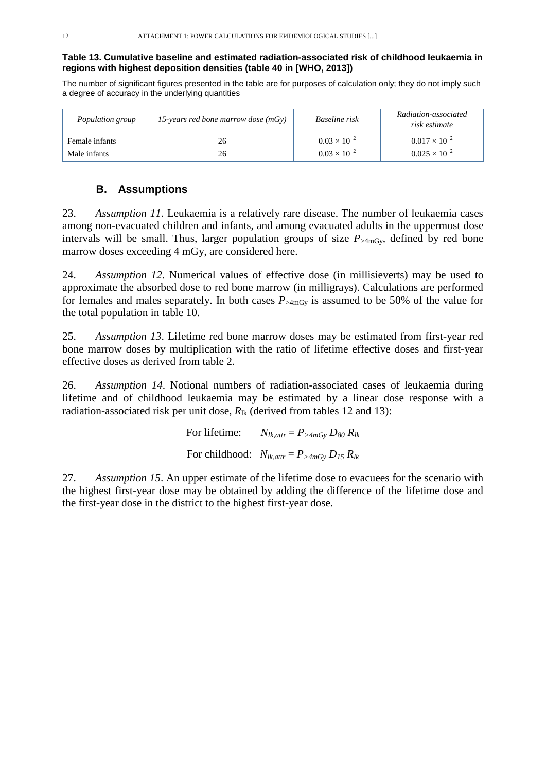**Table 13. Cumulative baseline and estimated radiation-associated risk of childhood leukaemia in regions with highest deposition densities (table 40 in [WHO, 2013])**

The number of significant figures presented in the table are for purposes of calculation only; they do not imply such a degree of accuracy in the underlying quantities

| *Population group* | *15-years red bone marrow dose (mGy)* | *Baseline risk* | *Radiation-associated risk estimate* |
|---|---|---|---|
| Female infants | 26 | $0.03 \times 10^{-2}$ | $0.017 \times 10^{-2}$ |
| Male infants | 26 | $0.03 \times 10^{-2}$ | $0.025 \times 10^{-2}$ |

## B. Assumptions

23. *Assumption 11*. Leukaemia is a relatively rare disease. The number of leukaemia cases among non-evacuated children and infants, and among evacuated adults in the uppermost dose intervals will be small. Thus, larger population groups of size $P_{>4mGy}$, defined by red bone marrow doses exceeding 4 mGy, are considered here.

24. *Assumption 12*. Numerical values of effective dose (in millisieverts) may be used to approximate the absorbed dose to red bone marrow (in milligrays). Calculations are performed for females and males separately. In both cases $P_{>4mGy}$ is assumed to be 50% of the value for the total population in table 10.

25. *Assumption 13*. Lifetime red bone marrow doses may be estimated from first-year red bone marrow doses by multiplication with the ratio of lifetime effective doses and first-year effective doses as derived from table 2.

26. *Assumption 14*. Notional numbers of radiation-associated cases of leukaemia during lifetime and of childhood leukaemia may be estimated by a linear dose response with a radiation-associated risk per unit dose, $R_{lk}$ (derived from tables 12 and 13):

$$\text{For lifetime:} \quad N_{lk,attr} = P_{>4mGy}\, D_{80}\, R_{lk}$$

$$\text{For childhood:} \quad N_{lk,attr} = P_{>4mGy}\, D_{15}\, R_{lk}$$

27. *Assumption 15*. An upper estimate of the lifetime dose to evacuees for the scenario with the highest first-year dose may be obtained by adding the difference of the lifetime dose and the first-year dose in the district to the highest first-year dose.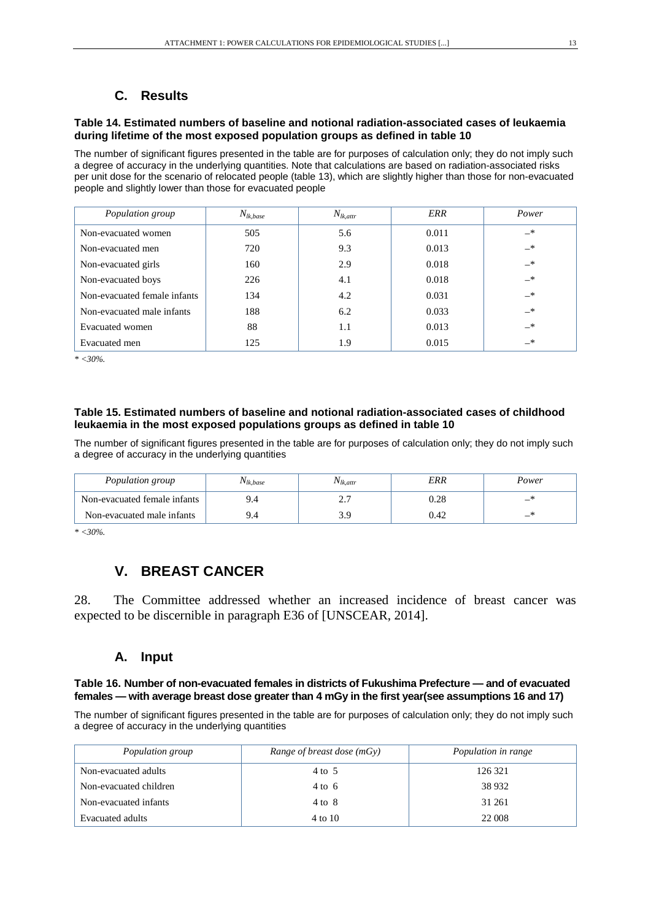## C. Results

**Table 14. Estimated numbers of baseline and notional radiation-associated cases of leukaemia during lifetime of the most exposed population groups as defined in table 10**

The number of significant figures presented in the table are for purposes of calculation only; they do not imply such a degree of accuracy in the underlying quantities. Note that calculations are based on radiation-associated risks per unit dose for the scenario of relocated people (table 13), which are slightly higher than those for non-evacuated people and slightly lower than those for evacuated people

| *Population group* | $N_{lk,base}$ | $N_{lk,attr}$ | *ERR* | *Power* |
|---|---|---|---|---|
| Non-evacuated women | 505 | 5.6 | 0.011 | –* |
| Non-evacuated men | 720 | 9.3 | 0.013 | –* |
| Non-evacuated girls | 160 | 2.9 | 0.018 | –* |
| Non-evacuated boys | 226 | 4.1 | 0.018 | –* |
| Non-evacuated female infants | 134 | 4.2 | 0.031 | –* |
| Non-evacuated male infants | 188 | 6.2 | 0.033 | –* |
| Evacuated women | 88 | 1.1 | 0.013 | –* |
| Evacuated men | 125 | 1.9 | 0.015 | –* |

*\* <30%.*

**Table 15. Estimated numbers of baseline and notional radiation-associated cases of childhood leukaemia in the most exposed populations groups as defined in table 10**

The number of significant figures presented in the table are for purposes of calculation only; they do not imply such a degree of accuracy in the underlying quantities

| *Population group* | $N_{lk,base}$ | $N_{lk,attr}$ | *ERR* | *Power* |
|---|---|---|---|---|
| Non-evacuated female infants | 9.4 | 2.7 | 0.28 | –* |
| Non-evacuated male infants | 9.4 | 3.9 | 0.42 | –* |

*\* <30%.*

# V. BREAST CANCER

28. The Committee addressed whether an increased incidence of breast cancer was expected to be discernible in paragraph E36 of [UNSCEAR, 2014].

## A. Input

**Table 16. Number of non-evacuated females in districts of Fukushima Prefecture — and of evacuated females — with average breast dose greater than 4 mGy in the first year(see assumptions 16 and 17)**

The number of significant figures presented in the table are for purposes of calculation only; they do not imply such a degree of accuracy in the underlying quantities

| *Population group* | *Range of breast dose (mGy)* | *Population in range* |
|---|---|---|
| Non-evacuated adults | 4 to 5 | 126 321 |
| Non-evacuated children | 4 to 6 | 38 932 |
| Non-evacuated infants | 4 to 8 | 31 261 |
| Evacuated adults | 4 to 10 | 22 008 |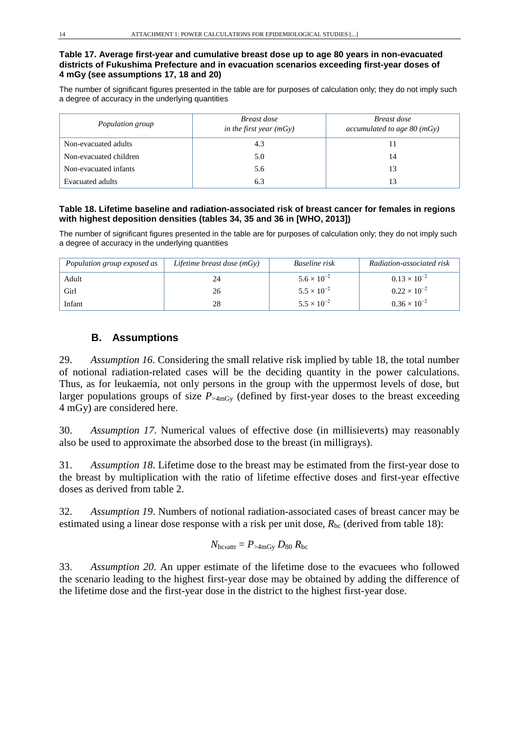**Table 17. Average first-year and cumulative breast dose up to age 80 years in non-evacuated districts of Fukushima Prefecture and in evacuation scenarios exceeding first-year doses of 4 mGy (see assumptions 17, 18 and 20)**

The number of significant figures presented in the table are for purposes of calculation only; they do not imply such a degree of accuracy in the underlying quantities

| *Population group* | *Breast dose in the first year (mGy)* | *Breast dose accumulated to age 80 (mGy)* |
|---|---|---|
| Non-evacuated adults | 4.3 | 11 |
| Non-evacuated children | 5.0 | 14 |
| Non-evacuated infants | 5.6 | 13 |
| Evacuated adults | 6.3 | 13 |

**Table 18. Lifetime baseline and radiation-associated risk of breast cancer for females in regions with highest deposition densities (tables 34, 35 and 36 in [WHO, 2013])**

The number of significant figures presented in the table are for purposes of calculation only; they do not imply such a degree of accuracy in the underlying quantities

| *Population group exposed as* | *Lifetime breast dose (mGy)* | *Baseline risk* | *Radiation-associated risk* |
|---|---|---|---|
| Adult | 24 | $5.6 \times 10^{-2}$ | $0.13 \times 10^{-2}$ |
| Girl | 26 | $5.5 \times 10^{-2}$ | $0.22 \times 10^{-2}$ |
| Infant | 28 | $5.5 \times 10^{-2}$ | $0.36 \times 10^{-2}$ |

## B. Assumptions

29. *Assumption 16*. Considering the small relative risk implied by table 18, the total number of notional radiation-related cases will be the deciding quantity in the power calculations. Thus, as for leukaemia, not only persons in the group with the uppermost levels of dose, but larger populations groups of size $P_{>4\text{mGy}}$ (defined by first-year doses to the breast exceeding 4 mGy) are considered here.

30. *Assumption 17*. Numerical values of effective dose (in millisieverts) may reasonably also be used to approximate the absorbed dose to the breast (in milligrays).

31. *Assumption 18*. Lifetime dose to the breast may be estimated from the first-year dose to the breast by multiplication with the ratio of lifetime effective doses and first-year effective doses as derived from table 2.

32. *Assumption 19*. Numbers of notional radiation-associated cases of breast cancer may be estimated using a linear dose response with a risk per unit dose, $R_{\text{bc}}$ (derived from table 18):

$$N_{\text{bc,attr}} = P_{>4\text{mGy}}\, D_{80}\, R_{\text{bc}}$$

33. *Assumption 20*. An upper estimate of the lifetime dose to the evacuees who followed the scenario leading to the highest first-year dose may be obtained by adding the difference of the lifetime dose and the first-year dose in the district to the highest first-year dose.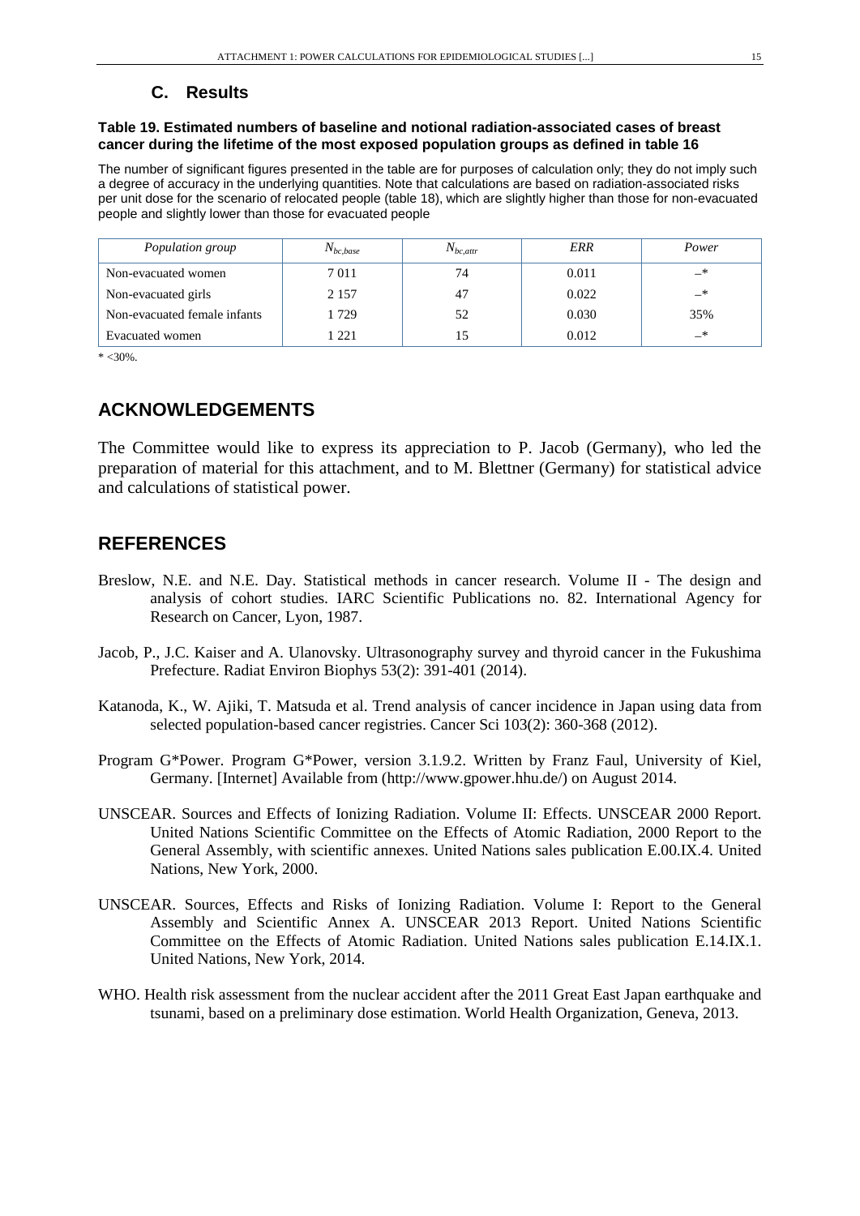## C. Results

**Table 19. Estimated numbers of baseline and notional radiation-associated cases of breast cancer during the lifetime of the most exposed population groups as defined in table 16**

The number of significant figures presented in the table are for purposes of calculation only; they do not imply such a degree of accuracy in the underlying quantities. Note that calculations are based on radiation-associated risks per unit dose for the scenario of relocated people (table 18), which are slightly higher than those for non-evacuated people and slightly lower than those for evacuated people

| *Population group* | $N_{bc,base}$ | $N_{bc,attr}$ | *ERR* | *Power* |
|---|---|---|---|---|
| Non-evacuated women | 7 011 | 74 | 0.011 | –* |
| Non-evacuated girls | 2 157 | 47 | 0.022 | –* |
| Non-evacuated female infants | 1 729 | 52 | 0.030 | 35% |
| Evacuated women | 1 221 | 15 | 0.012 | –* |

\* <30%.

# ACKNOWLEDGEMENTS

The Committee would like to express its appreciation to P. Jacob (Germany), who led the preparation of material for this attachment, and to M. Blettner (Germany) for statistical advice and calculations of statistical power.

# REFERENCES

Breslow, N.E. and N.E. Day. Statistical methods in cancer research. Volume II - The design and analysis of cohort studies. IARC Scientific Publications no. 82. International Agency for Research on Cancer, Lyon, 1987.

Jacob, P., J.C. Kaiser and A. Ulanovsky. Ultrasonography survey and thyroid cancer in the Fukushima Prefecture. Radiat Environ Biophys 53(2): 391-401 (2014).

Katanoda, K., W. Ajiki, T. Matsuda et al. Trend analysis of cancer incidence in Japan using data from selected population-based cancer registries. Cancer Sci 103(2): 360-368 (2012).

Program G*Power. Program G*Power, version 3.1.9.2. Written by Franz Faul, University of Kiel, Germany. [Internet] Available from (http://www.gpower.hhu.de/) on August 2014.

UNSCEAR. Sources and Effects of Ionizing Radiation. Volume II: Effects. UNSCEAR 2000 Report. United Nations Scientific Committee on the Effects of Atomic Radiation, 2000 Report to the General Assembly, with scientific annexes. United Nations sales publication E.00.IX.4. United Nations, New York, 2000.

UNSCEAR. Sources, Effects and Risks of Ionizing Radiation. Volume I: Report to the General Assembly and Scientific Annex A. UNSCEAR 2013 Report. United Nations Scientific Committee on the Effects of Atomic Radiation. United Nations sales publication E.14.IX.1. United Nations, New York, 2014.

WHO. Health risk assessment from the nuclear accident after the 2011 Great East Japan earthquake and tsunami, based on a preliminary dose estimation. World Health Organization, Geneva, 2013.